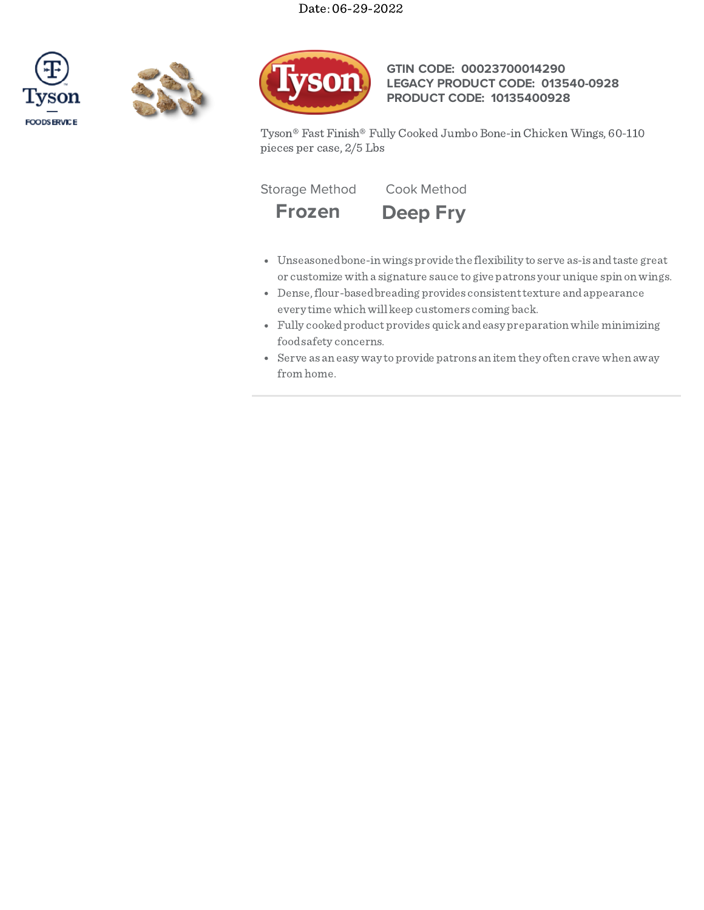Date: 06-29-2022

Tyson FOODSERVICE

**GTIN CODE: 00023700014290**
**LEGACY PRODUCT CODE: 013540-0928**
**PRODUCT CODE: 10135400928**

Tyson® Fast Finish® Fully Cooked Jumbo Bone-in Chicken Wings, 60-110 pieces per case, 2/5 Lbs

| Storage Method | Cook Method |
|---|---|
| **Frozen** | **Deep Fry** |

- Unseasoned bone-in wings provide the flexibility to serve as-is and taste great or customize with a signature sauce to give patrons your unique spin on wings.
- Dense, flour-based breading provides consistent texture and appearance every time which will keep customers coming back.
- Fully cooked product provides quick and easy preparation while minimizing food safety concerns.
- Serve as an easy way to provide patrons an item they often crave when away from home.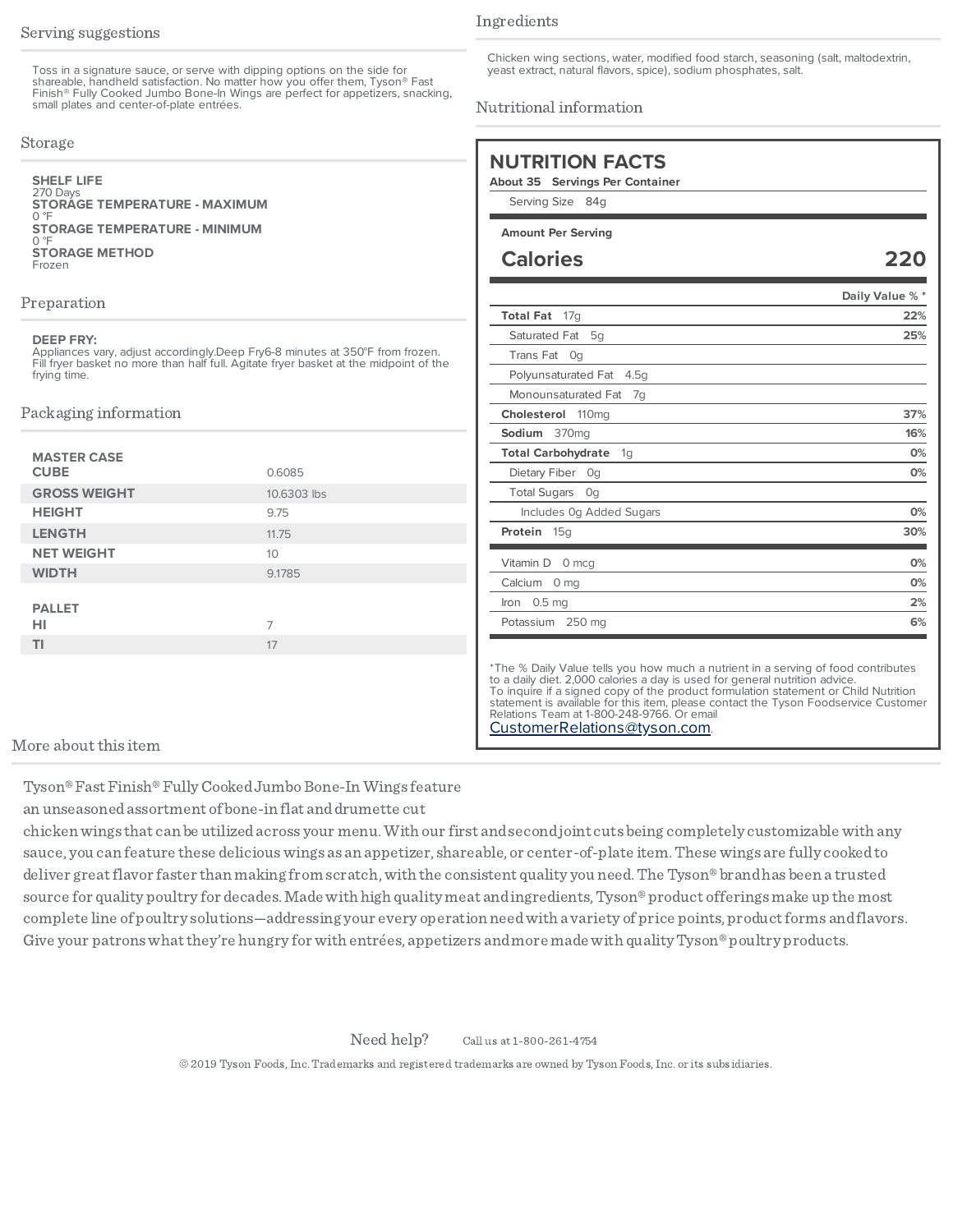## Serving suggestions

Toss in a signature sauce, or serve with dipping options on the side for shareable, handheld satisfaction. No matter how you offer them, Tyson® Fast Finish® Fully Cooked Jumbo Bone-In Wings are perfect for appetizers, snacking, small plates and center-of-plate entrées.

## Storage

**SHELF LIFE**
270 Days
**STORAGE TEMPERATURE - MAXIMUM**
0 °F
**STORAGE TEMPERATURE - MINIMUM**
0 °F
**STORAGE METHOD**
Frozen

## Preparation

**DEEP FRY:**
Appliances vary, adjust accordingly.Deep Fry6-8 minutes at 350°F from frozen. Fill fryer basket no more than half full. Agitate fryer basket at the midpoint of the frying time.

## Packaging information

| | |
|---|---|
| **MASTER CASE** | |
| **CUBE** | 0.6085 |
| **GROSS WEIGHT** | 10.6303 lbs |
| **HEIGHT** | 9.75 |
| **LENGTH** | 11.75 |
| **NET WEIGHT** | 10 |
| **WIDTH** | 9.1785 |
| **PALLET** | |
| **HI** | 7 |
| **TI** | 17 |

## Ingredients

Chicken wing sections, water, modified food starch, seasoning (salt, maltodextrin, yeast extract, natural flavors, spice), sodium phosphates, salt.

## Nutritional information

### NUTRITION FACTS

**About 35 Servings Per Container**
Serving Size 84g

**Amount Per Serving**
**Calories 220**

| | Daily Value % * |
|---|---|
| **Total Fat** 17g | 22% |
| Saturated Fat 5g | 25% |
| Trans Fat 0g | |
| Polyunsaturated Fat 4.5g | |
| Monounsaturated Fat 7g | |
| **Cholesterol** 110mg | 37% |
| **Sodium** 370mg | 16% |
| **Total Carbohydrate** 1g | 0% |
| Dietary Fiber 0g | 0% |
| Total Sugars 0g | |
| Includes 0g Added Sugars | 0% |
| **Protein** 15g | 30% |
| Vitamin D 0 mcg | 0% |
| Calcium 0 mg | 0% |
| Iron 0.5 mg | 2% |
| Potassium 250 mg | 6% |

*The % Daily Value tells you how much a nutrient in a serving of food contributes to a daily diet. 2,000 calories a day is used for general nutrition advice.
To inquire if a signed copy of the product formulation statement or Child Nutrition statement is available for this item, please contact the Tyson Foodservice Customer Relations Team at 1-800-248-9766. Or email CustomerRelations@tyson.com.

## More about this item

Tyson® Fast Finish® Fully Cooked Jumbo Bone-In Wings feature an unseasoned assortment of bone-in flat and drumette cut chicken wings that can be utilized across your menu. With our first and second joint cuts being completely customizable with any sauce, you can feature these delicious wings as an appetizer, shareable, or center-of-plate item. These wings are fully cooked to deliver great flavor faster than making from scratch, with the consistent quality you need. The Tyson® brand has been a trusted source for quality poultry for decades. Made with high quality meat and ingredients, Tyson® product offerings make up the most complete line of poultry solutions—addressing your every operation need with a variety of price points, product forms and flavors. Give your patrons what they're hungry for with entrées, appetizers and more made with quality Tyson® poultry products.

Need help? Call us at 1-800-261-4754

© 2019 Tyson Foods, Inc. Trademarks and registered trademarks are owned by Tyson Foods, Inc. or its subsidiaries.